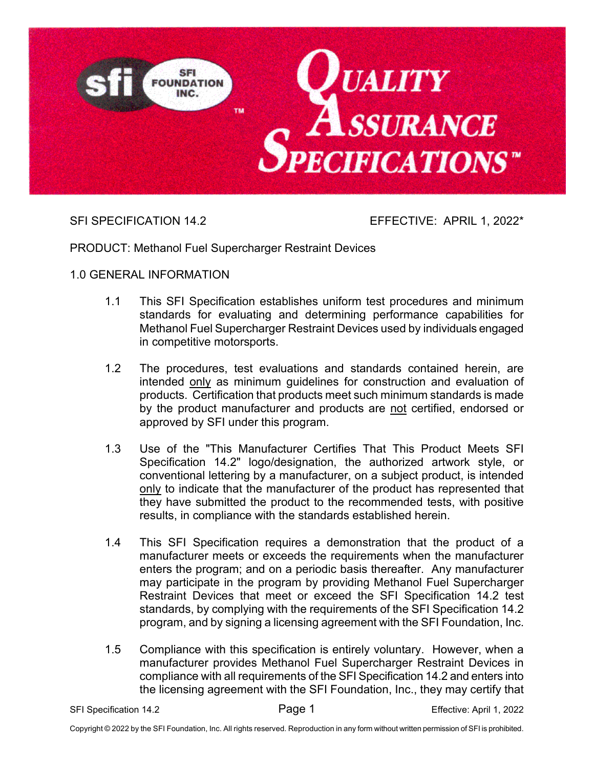# SFI Foundation Inc. — Quality Assurance Specifications™

SFI SPECIFICATION 14.2 EFFECTIVE: APRIL 1, 2022*

PRODUCT: Methanol Fuel Supercharger Restraint Devices

## 1.0 GENERAL INFORMATION

1.1 This SFI Specification establishes uniform test procedures and minimum standards for evaluating and determining performance capabilities for Methanol Fuel Supercharger Restraint Devices used by individuals engaged in competitive motorsports.

1.2 The procedures, test evaluations and standards contained herein, are intended only as minimum guidelines for construction and evaluation of products. Certification that products meet such minimum standards is made by the product manufacturer and products are not certified, endorsed or approved by SFI under this program.

1.3 Use of the "This Manufacturer Certifies That This Product Meets SFI Specification 14.2" logo/designation, the authorized artwork style, or conventional lettering by a manufacturer, on a subject product, is intended only to indicate that the manufacturer of the product has represented that they have submitted the product to the recommended tests, with positive results, in compliance with the standards established herein.

1.4 This SFI Specification requires a demonstration that the product of a manufacturer meets or exceeds the requirements when the manufacturer enters the program; and on a periodic basis thereafter. Any manufacturer may participate in the program by providing Methanol Fuel Supercharger Restraint Devices that meet or exceed the SFI Specification 14.2 test standards, by complying with the requirements of the SFI Specification 14.2 program, and by signing a licensing agreement with the SFI Foundation, Inc.

1.5 Compliance with this specification is entirely voluntary. However, when a manufacturer provides Methanol Fuel Supercharger Restraint Devices in compliance with all requirements of the SFI Specification 14.2 and enters into the licensing agreement with the SFI Foundation, Inc., they may certify that

Copyright © 2022 by the SFI Foundation, Inc. All rights reserved. Reproduction in any form without written permission of SFI is prohibited.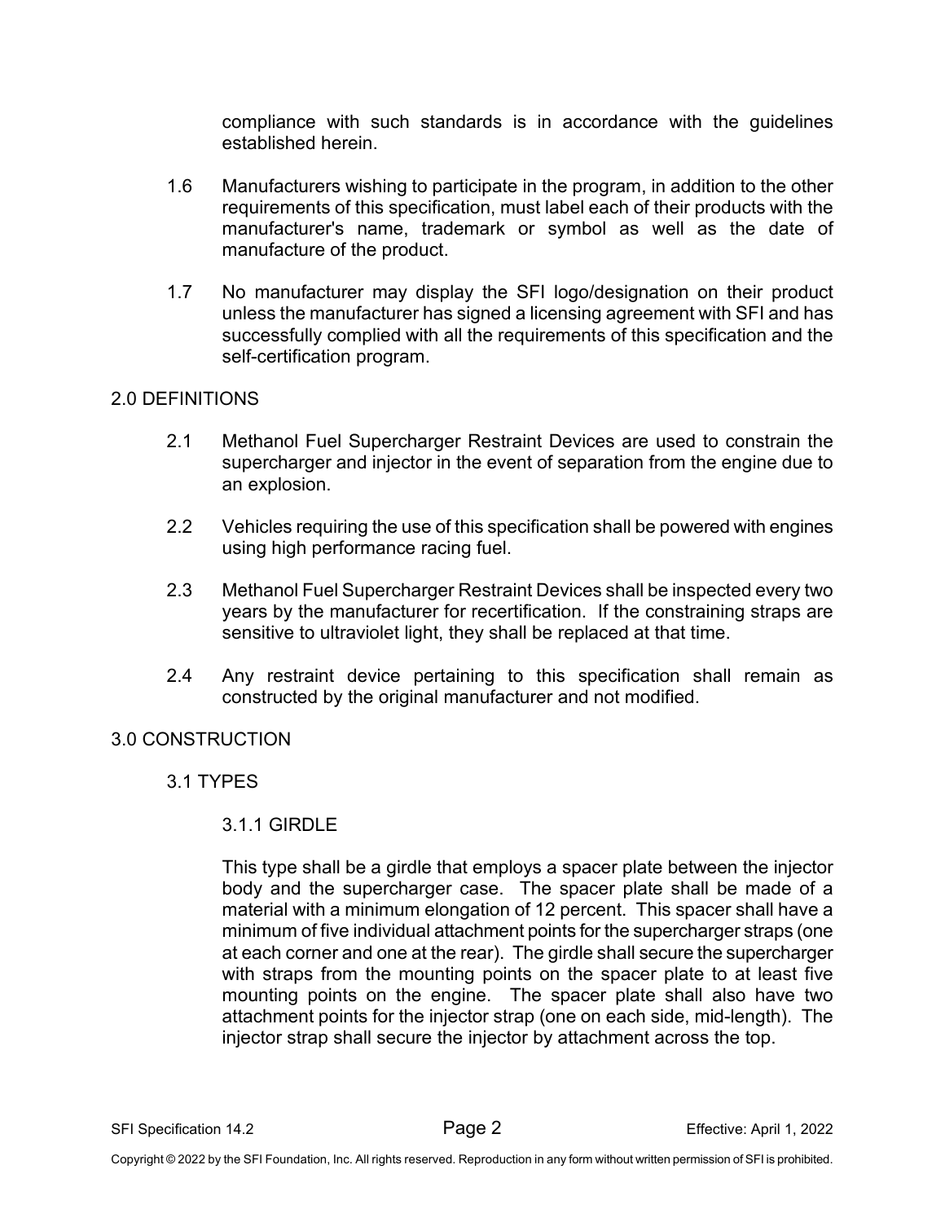compliance with such standards is in accordance with the guidelines established herein.

1.6 Manufacturers wishing to participate in the program, in addition to the other requirements of this specification, must label each of their products with the manufacturer's name, trademark or symbol as well as the date of manufacture of the product.

1.7 No manufacturer may display the SFI logo/designation on their product unless the manufacturer has signed a licensing agreement with SFI and has successfully complied with all the requirements of this specification and the self-certification program.

## 2.0 DEFINITIONS

2.1 Methanol Fuel Supercharger Restraint Devices are used to constrain the supercharger and injector in the event of separation from the engine due to an explosion.

2.2 Vehicles requiring the use of this specification shall be powered with engines using high performance racing fuel.

2.3 Methanol Fuel Supercharger Restraint Devices shall be inspected every two years by the manufacturer for recertification. If the constraining straps are sensitive to ultraviolet light, they shall be replaced at that time.

2.4 Any restraint device pertaining to this specification shall remain as constructed by the original manufacturer and not modified.

## 3.0 CONSTRUCTION

### 3.1 TYPES

#### 3.1.1 GIRDLE

This type shall be a girdle that employs a spacer plate between the injector body and the supercharger case. The spacer plate shall be made of a material with a minimum elongation of 12 percent. This spacer shall have a minimum of five individual attachment points for the supercharger straps (one at each corner and one at the rear). The girdle shall secure the supercharger with straps from the mounting points on the spacer plate to at least five mounting points on the engine. The spacer plate shall also have two attachment points for the injector strap (one on each side, mid-length). The injector strap shall secure the injector by attachment across the top.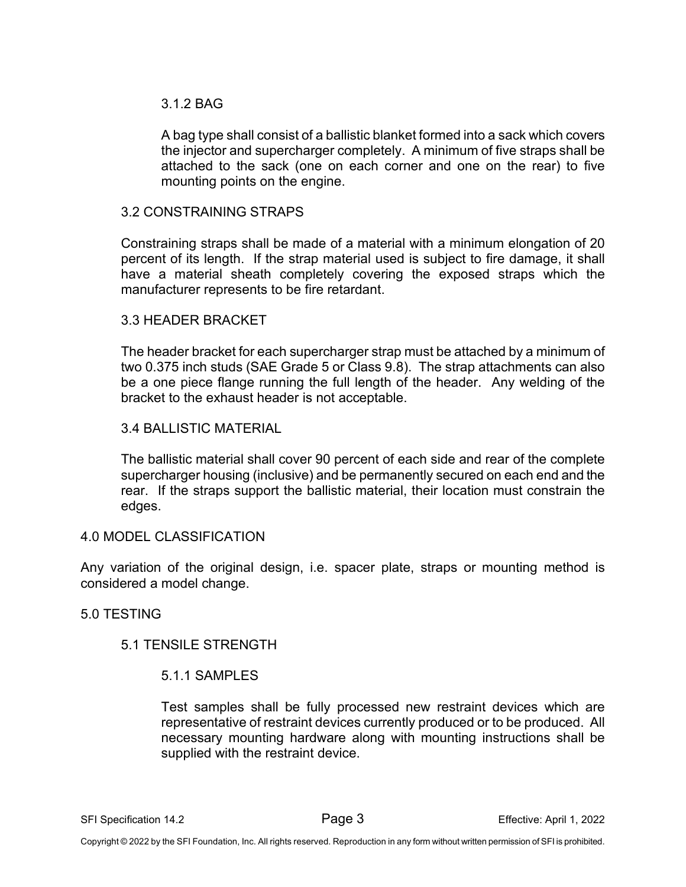#### 3.1.2 BAG

A bag type shall consist of a ballistic blanket formed into a sack which covers the injector and supercharger completely. A minimum of five straps shall be attached to the sack (one on each corner and one on the rear) to five mounting points on the engine.

### 3.2 CONSTRAINING STRAPS

Constraining straps shall be made of a material with a minimum elongation of 20 percent of its length. If the strap material used is subject to fire damage, it shall have a material sheath completely covering the exposed straps which the manufacturer represents to be fire retardant.

### 3.3 HEADER BRACKET

The header bracket for each supercharger strap must be attached by a minimum of two 0.375 inch studs (SAE Grade 5 or Class 9.8). The strap attachments can also be a one piece flange running the full length of the header. Any welding of the bracket to the exhaust header is not acceptable.

### 3.4 BALLISTIC MATERIAL

The ballistic material shall cover 90 percent of each side and rear of the complete supercharger housing (inclusive) and be permanently secured on each end and the rear. If the straps support the ballistic material, their location must constrain the edges.

## 4.0 MODEL CLASSIFICATION

Any variation of the original design, i.e. spacer plate, straps or mounting method is considered a model change.

## 5.0 TESTING

### 5.1 TENSILE STRENGTH

#### 5.1.1 SAMPLES

Test samples shall be fully processed new restraint devices which are representative of restraint devices currently produced or to be produced. All necessary mounting hardware along with mounting instructions shall be supplied with the restraint device.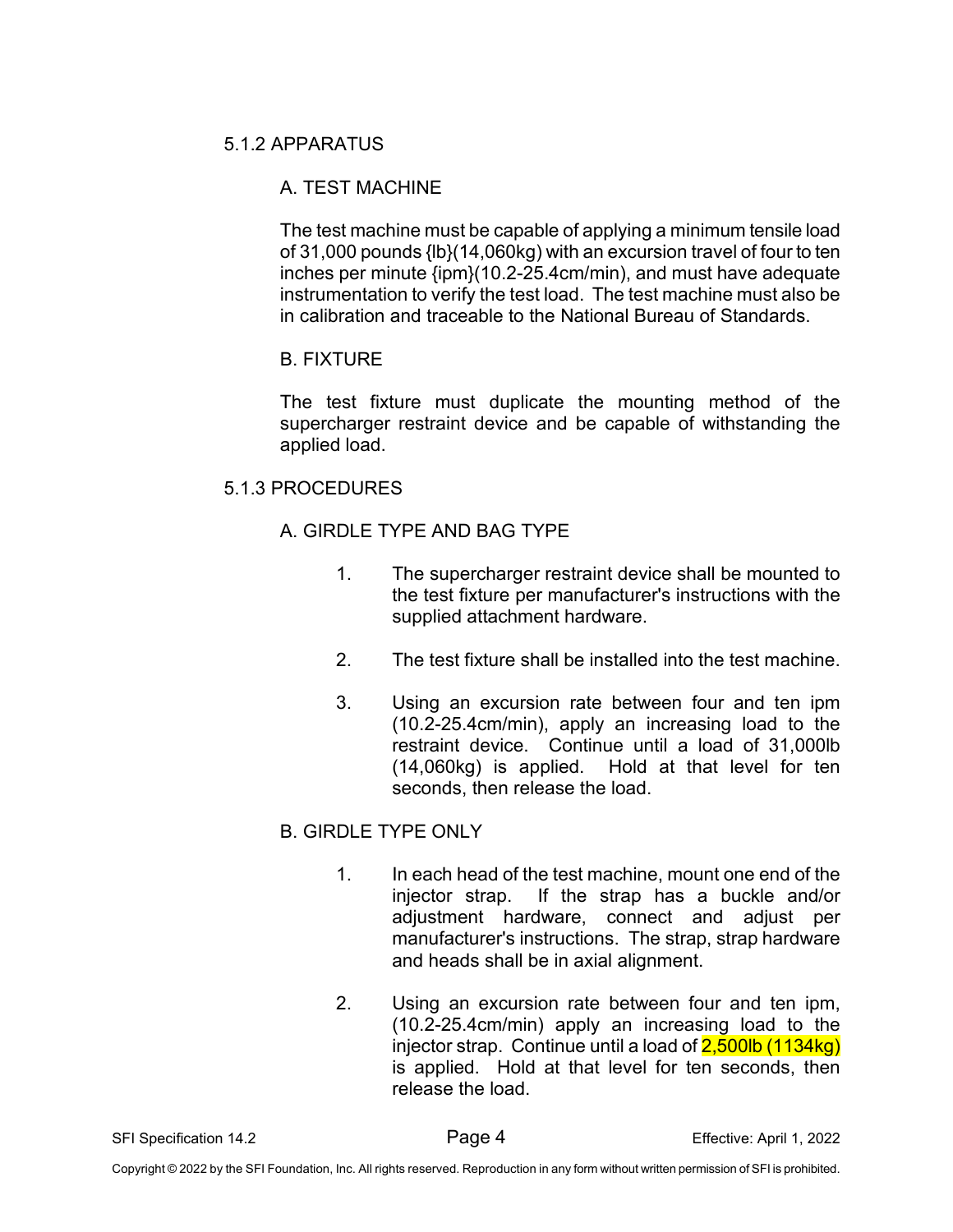### 5.1.2 APPARATUS

#### A. TEST MACHINE

The test machine must be capable of applying a minimum tensile load of 31,000 pounds {lb}(14,060kg) with an excursion travel of four to ten inches per minute {ipm}(10.2-25.4cm/min), and must have adequate instrumentation to verify the test load. The test machine must also be in calibration and traceable to the National Bureau of Standards.

#### B. FIXTURE

The test fixture must duplicate the mounting method of the supercharger restraint device and be capable of withstanding the applied load.

### 5.1.3 PROCEDURES

#### A. GIRDLE TYPE AND BAG TYPE

1. The supercharger restraint device shall be mounted to the test fixture per manufacturer's instructions with the supplied attachment hardware.

2. The test fixture shall be installed into the test machine.

3. Using an excursion rate between four and ten ipm (10.2-25.4cm/min), apply an increasing load to the restraint device. Continue until a load of 31,000lb (14,060kg) is applied. Hold at that level for ten seconds, then release the load.

#### B. GIRDLE TYPE ONLY

1. In each head of the test machine, mount one end of the injector strap. If the strap has a buckle and/or adjustment hardware, connect and adjust per manufacturer's instructions. The strap, strap hardware and heads shall be in axial alignment.

2. Using an excursion rate between four and ten ipm, (10.2-25.4cm/min) apply an increasing load to the injector strap. Continue until a load of 2,500lb (1134kg) is applied. Hold at that level for ten seconds, then release the load.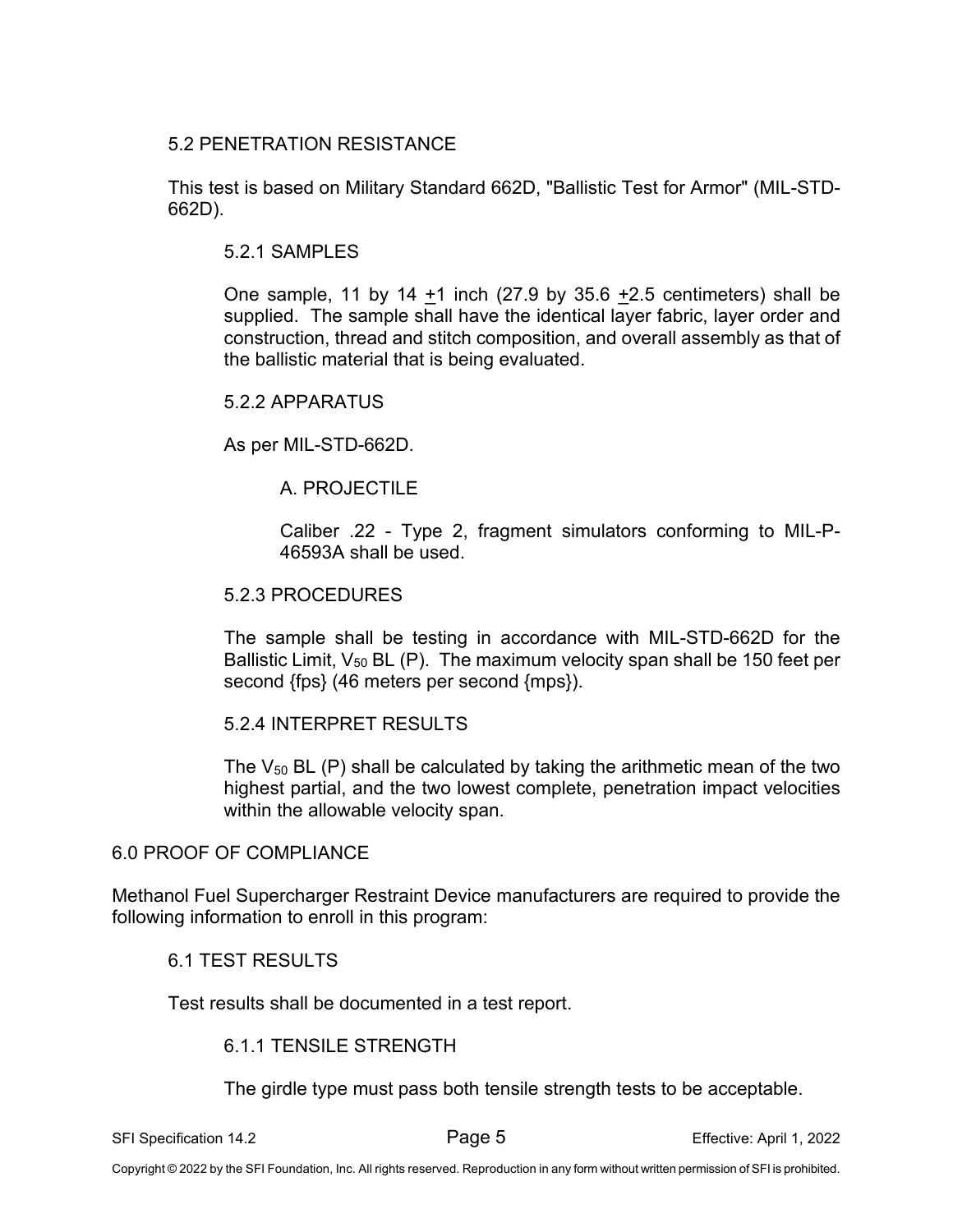### 5.2 PENETRATION RESISTANCE

This test is based on Military Standard 662D, "Ballistic Test for Armor" (MIL-STD-662D).

#### 5.2.1 SAMPLES

One sample, 11 by 14 ±1 inch (27.9 by 35.6 ±2.5 centimeters) shall be supplied. The sample shall have the identical layer fabric, layer order and construction, thread and stitch composition, and overall assembly as that of the ballistic material that is being evaluated.

#### 5.2.2 APPARATUS

As per MIL-STD-662D.

A. PROJECTILE

Caliber .22 - Type 2, fragment simulators conforming to MIL-P-46593A shall be used.

#### 5.2.3 PROCEDURES

The sample shall be testing in accordance with MIL-STD-662D for the Ballistic Limit, $V_{50}$ BL (P). The maximum velocity span shall be 150 feet per second {fps} (46 meters per second {mps}).

#### 5.2.4 INTERPRET RESULTS

The $V_{50}$ BL (P) shall be calculated by taking the arithmetic mean of the two highest partial, and the two lowest complete, penetration impact velocities within the allowable velocity span.

## 6.0 PROOF OF COMPLIANCE

Methanol Fuel Supercharger Restraint Device manufacturers are required to provide the following information to enroll in this program:

### 6.1 TEST RESULTS

Test results shall be documented in a test report.

#### 6.1.1 TENSILE STRENGTH

The girdle type must pass both tensile strength tests to be acceptable.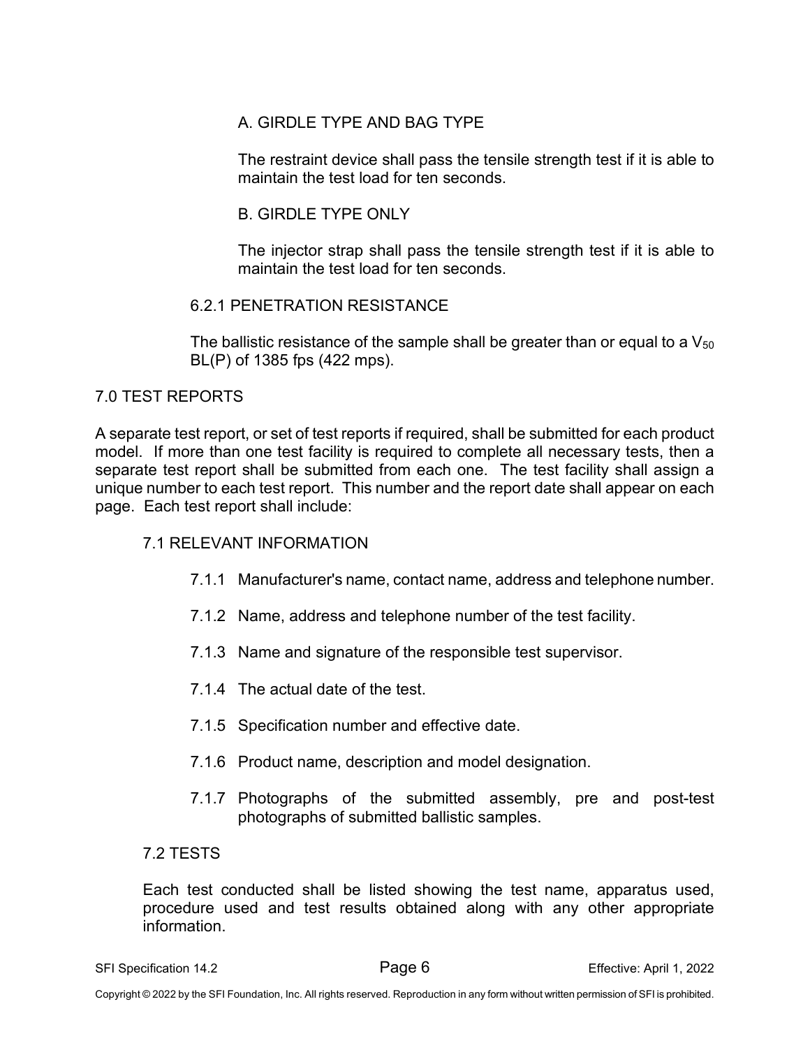A. GIRDLE TYPE AND BAG TYPE

The restraint device shall pass the tensile strength test if it is able to maintain the test load for ten seconds.

B. GIRDLE TYPE ONLY

The injector strap shall pass the tensile strength test if it is able to maintain the test load for ten seconds.

### 6.2.1 PENETRATION RESISTANCE

The ballistic resistance of the sample shall be greater than or equal to a $V_{50}$ BL(P) of 1385 fps (422 mps).

## 7.0 TEST REPORTS

A separate test report, or set of test reports if required, shall be submitted for each product model. If more than one test facility is required to complete all necessary tests, then a separate test report shall be submitted from each one. The test facility shall assign a unique number to each test report. This number and the report date shall appear on each page. Each test report shall include:

### 7.1 RELEVANT INFORMATION

7.1.1 Manufacturer's name, contact name, address and telephone number.

7.1.2 Name, address and telephone number of the test facility.

7.1.3 Name and signature of the responsible test supervisor.

7.1.4 The actual date of the test.

7.1.5 Specification number and effective date.

7.1.6 Product name, description and model designation.

7.1.7 Photographs of the submitted assembly, pre and post-test photographs of submitted ballistic samples.

### 7.2 TESTS

Each test conducted shall be listed showing the test name, apparatus used, procedure used and test results obtained along with any other appropriate information.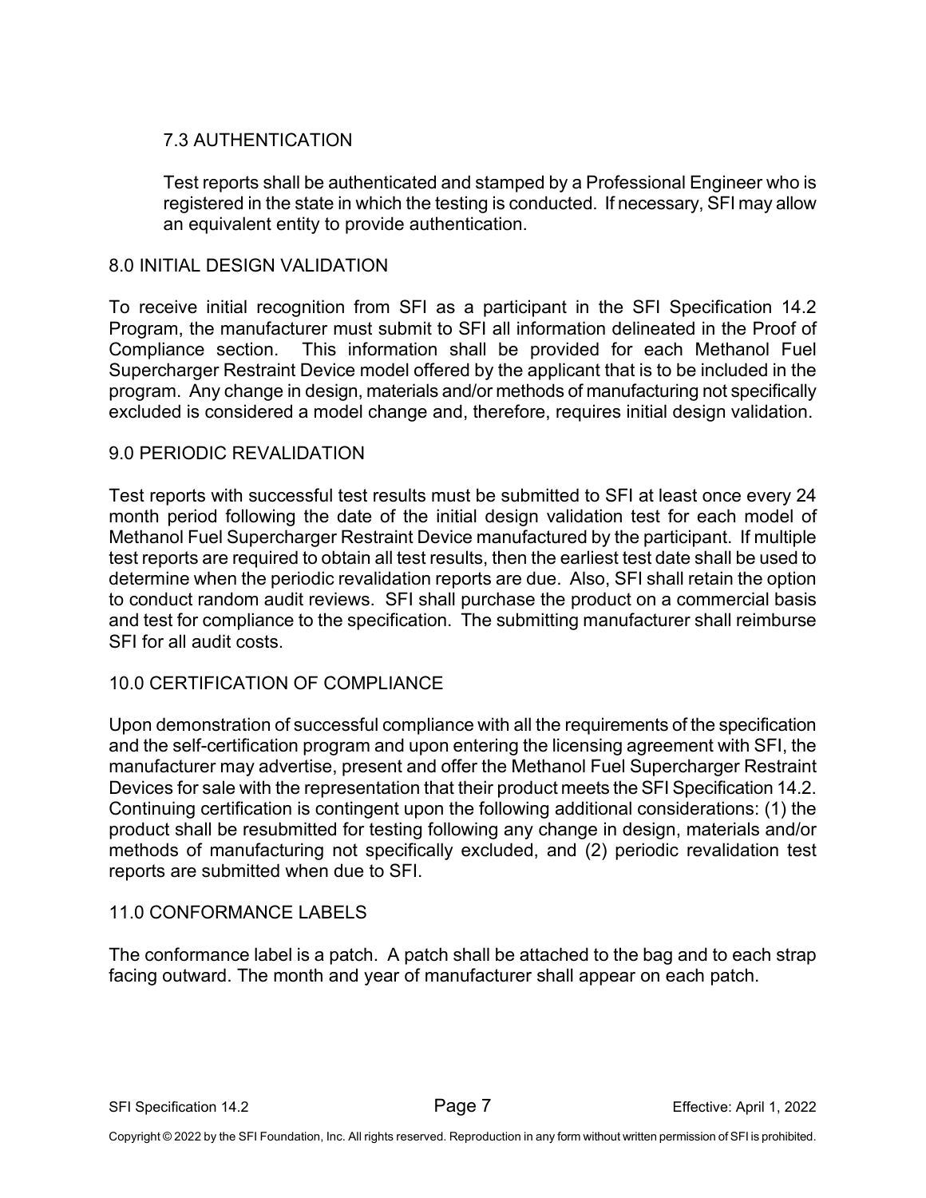### 7.3 AUTHENTICATION

Test reports shall be authenticated and stamped by a Professional Engineer who is registered in the state in which the testing is conducted. If necessary, SFI may allow an equivalent entity to provide authentication.

## 8.0 INITIAL DESIGN VALIDATION

To receive initial recognition from SFI as a participant in the SFI Specification 14.2 Program, the manufacturer must submit to SFI all information delineated in the Proof of Compliance section. This information shall be provided for each Methanol Fuel Supercharger Restraint Device model offered by the applicant that is to be included in the program. Any change in design, materials and/or methods of manufacturing not specifically excluded is considered a model change and, therefore, requires initial design validation.

## 9.0 PERIODIC REVALIDATION

Test reports with successful test results must be submitted to SFI at least once every 24 month period following the date of the initial design validation test for each model of Methanol Fuel Supercharger Restraint Device manufactured by the participant. If multiple test reports are required to obtain all test results, then the earliest test date shall be used to determine when the periodic revalidation reports are due. Also, SFI shall retain the option to conduct random audit reviews. SFI shall purchase the product on a commercial basis and test for compliance to the specification. The submitting manufacturer shall reimburse SFI for all audit costs.

## 10.0 CERTIFICATION OF COMPLIANCE

Upon demonstration of successful compliance with all the requirements of the specification and the self-certification program and upon entering the licensing agreement with SFI, the manufacturer may advertise, present and offer the Methanol Fuel Supercharger Restraint Devices for sale with the representation that their product meets the SFI Specification 14.2. Continuing certification is contingent upon the following additional considerations: (1) the product shall be resubmitted for testing following any change in design, materials and/or methods of manufacturing not specifically excluded, and (2) periodic revalidation test reports are submitted when due to SFI.

## 11.0 CONFORMANCE LABELS

The conformance label is a patch. A patch shall be attached to the bag and to each strap facing outward. The month and year of manufacturer shall appear on each patch.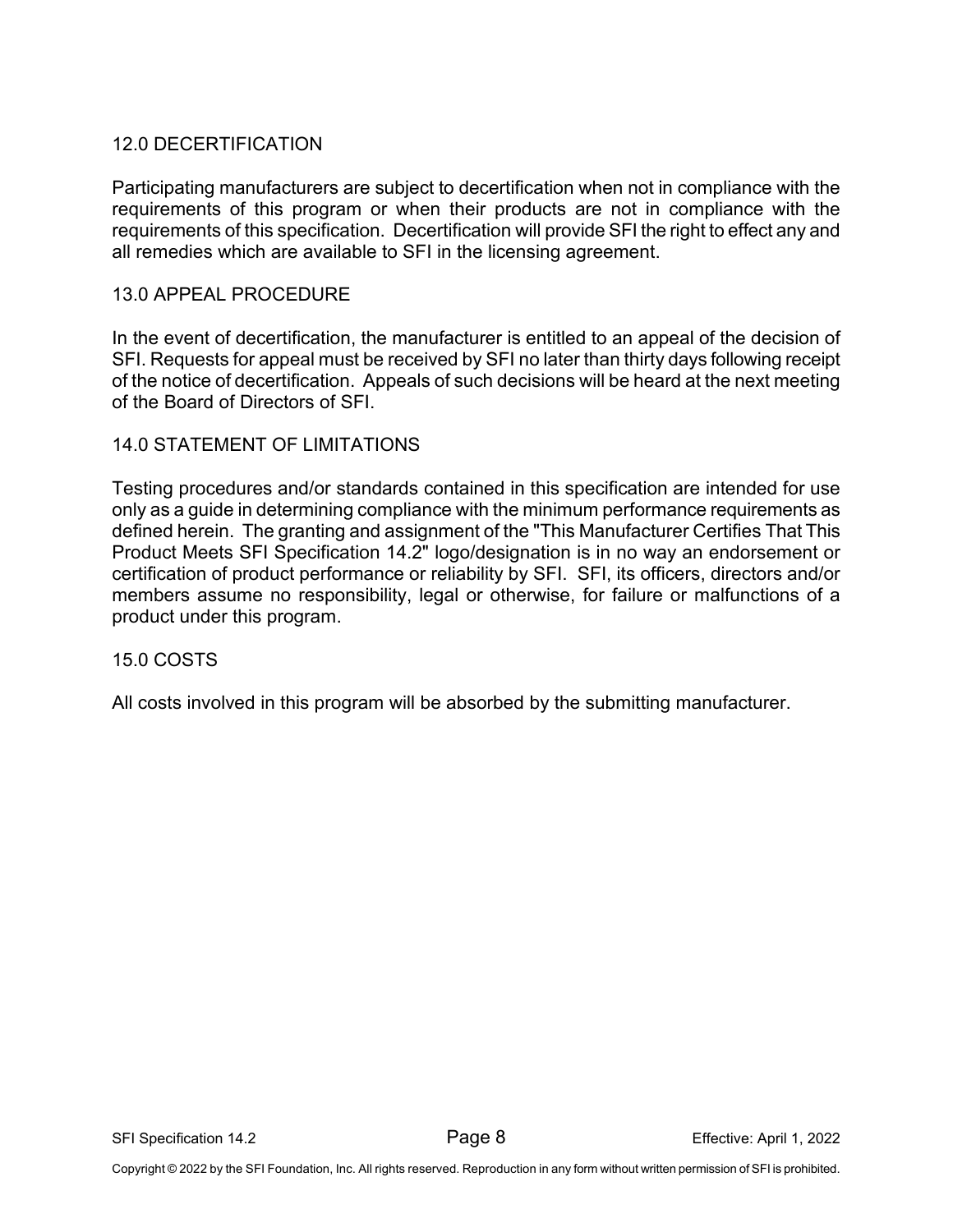## 12.0 DECERTIFICATION

Participating manufacturers are subject to decertification when not in compliance with the requirements of this program or when their products are not in compliance with the requirements of this specification. Decertification will provide SFI the right to effect any and all remedies which are available to SFI in the licensing agreement.

## 13.0 APPEAL PROCEDURE

In the event of decertification, the manufacturer is entitled to an appeal of the decision of SFI. Requests for appeal must be received by SFI no later than thirty days following receipt of the notice of decertification. Appeals of such decisions will be heard at the next meeting of the Board of Directors of SFI.

## 14.0 STATEMENT OF LIMITATIONS

Testing procedures and/or standards contained in this specification are intended for use only as a guide in determining compliance with the minimum performance requirements as defined herein. The granting and assignment of the "This Manufacturer Certifies That This Product Meets SFI Specification 14.2" logo/designation is in no way an endorsement or certification of product performance or reliability by SFI. SFI, its officers, directors and/or members assume no responsibility, legal or otherwise, for failure or malfunctions of a product under this program.

## 15.0 COSTS

All costs involved in this program will be absorbed by the submitting manufacturer.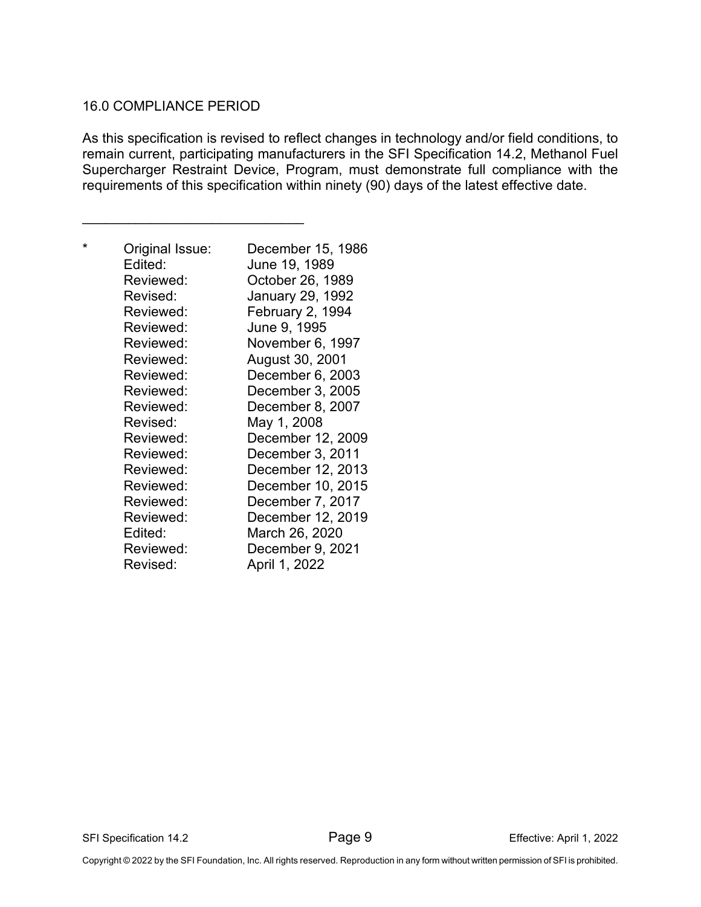## 16.0 COMPLIANCE PERIOD

As this specification is revised to reflect changes in technology and/or field conditions, to remain current, participating manufacturers in the SFI Specification 14.2, Methanol Fuel Supercharger Restraint Device, Program, must demonstrate full compliance with the requirements of this specification within ninety (90) days of the latest effective date.

_____________________________

| | | |
|---|---|---|
| * | Original Issue: | December 15, 1986 |
| | Edited: | June 19, 1989 |
| | Reviewed: | October 26, 1989 |
| | Revised: | January 29, 1992 |
| | Reviewed: | February 2, 1994 |
| | Reviewed: | June 9, 1995 |
| | Reviewed: | November 6, 1997 |
| | Reviewed: | August 30, 2001 |
| | Reviewed: | December 6, 2003 |
| | Reviewed: | December 3, 2005 |
| | Reviewed: | December 8, 2007 |
| | Revised: | May 1, 2008 |
| | Reviewed: | December 12, 2009 |
| | Reviewed: | December 3, 2011 |
| | Reviewed: | December 12, 2013 |
| | Reviewed: | December 10, 2015 |
| | Reviewed: | December 7, 2017 |
| | Reviewed: | December 12, 2019 |
| | Edited: | March 26, 2020 |
| | Reviewed: | December 9, 2021 |
| | Revised: | April 1, 2022 |

Copyright © 2022 by the SFI Foundation, Inc. All rights reserved. Reproduction in any form without written permission of SFI is prohibited.